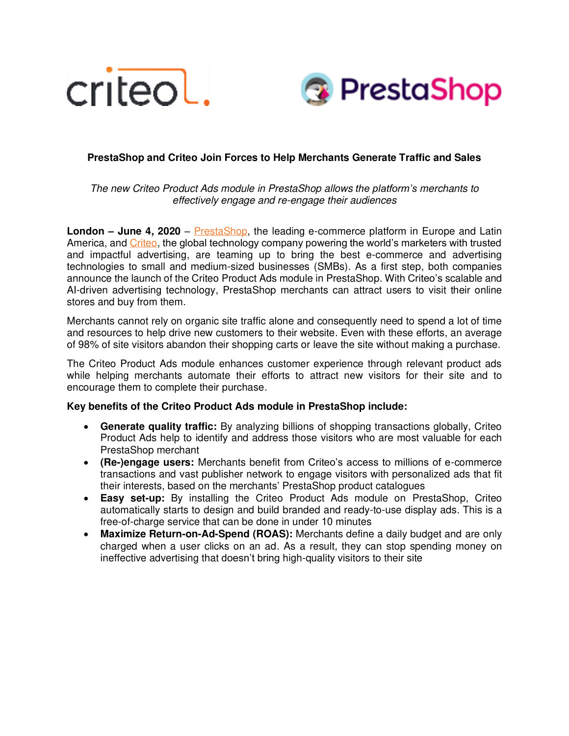# PrestaShop and Criteo Join Forces to Help Merchants Generate Traffic and Sales

*The new Criteo Product Ads module in PrestaShop allows the platform's merchants to effectively engage and re-engage their audiences*

**London – June 4, 2020** – PrestaShop, the leading e-commerce platform in Europe and Latin America, and Criteo, the global technology company powering the world's marketers with trusted and impactful advertising, are teaming up to bring the best e-commerce and advertising technologies to small and medium-sized businesses (SMBs). As a first step, both companies announce the launch of the Criteo Product Ads module in PrestaShop. With Criteo's scalable and AI-driven advertising technology, PrestaShop merchants can attract users to visit their online stores and buy from them.

Merchants cannot rely on organic site traffic alone and consequently need to spend a lot of time and resources to help drive new customers to their website. Even with these efforts, an average of 98% of site visitors abandon their shopping carts or leave the site without making a purchase.

The Criteo Product Ads module enhances customer experience through relevant product ads while helping merchants automate their efforts to attract new visitors for their site and to encourage them to complete their purchase.

**Key benefits of the Criteo Product Ads module in PrestaShop include:**

- **Generate quality traffic:** By analyzing billions of shopping transactions globally, Criteo Product Ads help to identify and address those visitors who are most valuable for each PrestaShop merchant
- **(Re-)engage users:** Merchants benefit from Criteo's access to millions of e-commerce transactions and vast publisher network to engage visitors with personalized ads that fit their interests, based on the merchants' PrestaShop product catalogues
- **Easy set-up:** By installing the Criteo Product Ads module on PrestaShop, Criteo automatically starts to design and build branded and ready-to-use display ads. This is a free-of-charge service that can be done in under 10 minutes
- **Maximize Return-on-Ad-Spend (ROAS):** Merchants define a daily budget and are only charged when a user clicks on an ad. As a result, they can stop spending money on ineffective advertising that doesn't bring high-quality visitors to their site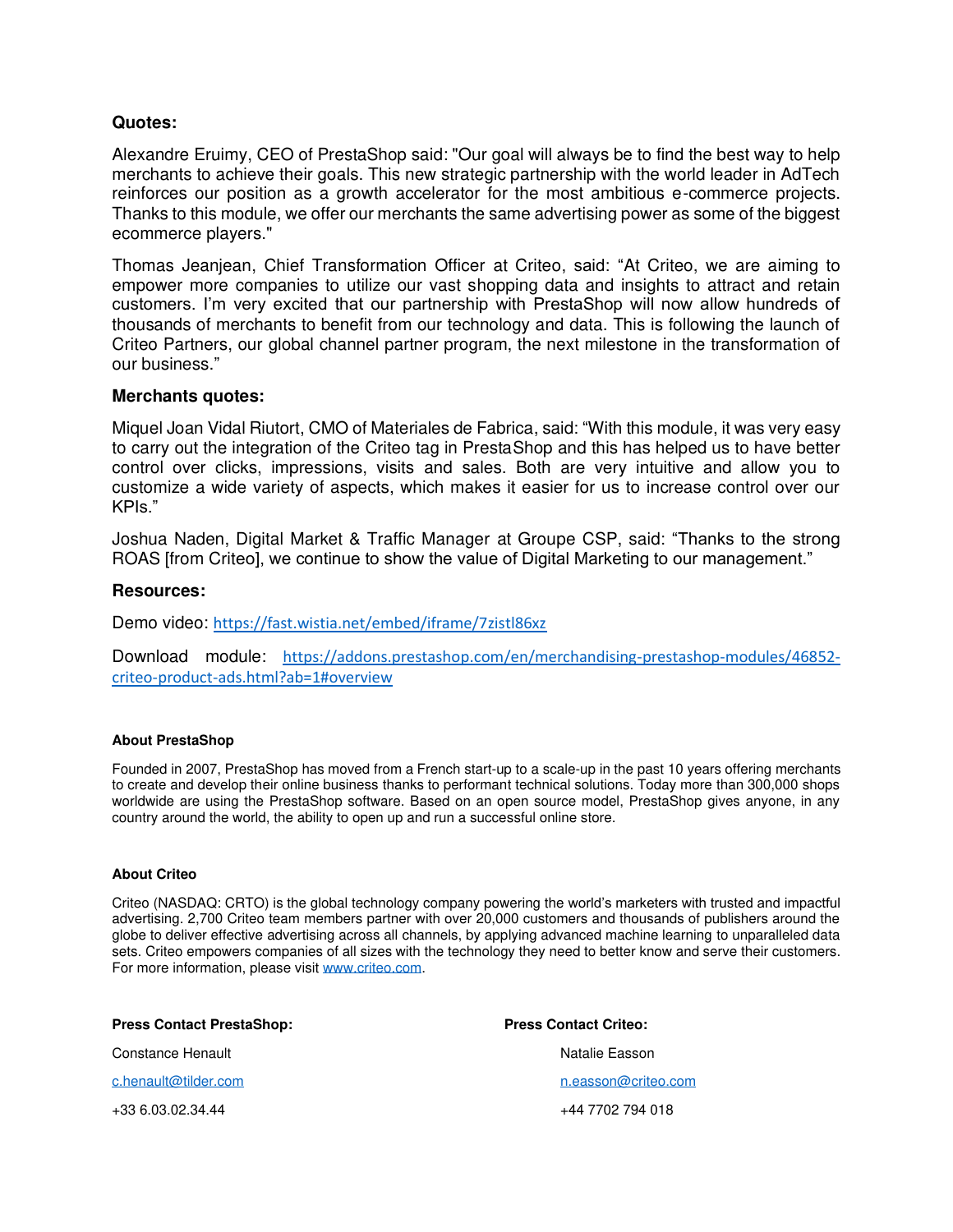### Quotes:

Alexandre Eruimy, CEO of PrestaShop said: "Our goal will always be to find the best way to help merchants to achieve their goals. This new strategic partnership with the world leader in AdTech reinforces our position as a growth accelerator for the most ambitious e-commerce projects. Thanks to this module, we offer our merchants the same advertising power as some of the biggest ecommerce players."

Thomas Jeanjean, Chief Transformation Officer at Criteo, said: "At Criteo, we are aiming to empower more companies to utilize our vast shopping data and insights to attract and retain customers. I'm very excited that our partnership with PrestaShop will now allow hundreds of thousands of merchants to benefit from our technology and data. This is following the launch of Criteo Partners, our global channel partner program, the next milestone in the transformation of our business."

### Merchants quotes:

Miquel Joan Vidal Riutort, CMO of Materiales de Fabrica, said: "With this module, it was very easy to carry out the integration of the Criteo tag in PrestaShop and this has helped us to have better control over clicks, impressions, visits and sales. Both are very intuitive and allow you to customize a wide variety of aspects, which makes it easier for us to increase control over our KPIs."

Joshua Naden, Digital Market & Traffic Manager at Groupe CSP, said: "Thanks to the strong ROAS [from Criteo], we continue to show the value of Digital Marketing to our management."

### Resources:

Demo video: https://fast.wistia.net/embed/iframe/7zistl86xz

Download module: https://addons.prestashop.com/en/merchandising-prestashop-modules/46852-criteo-product-ads.html?ab=1#overview

**About PrestaShop**

Founded in 2007, PrestaShop has moved from a French start-up to a scale-up in the past 10 years offering merchants to create and develop their online business thanks to performant technical solutions. Today more than 300,000 shops worldwide are using the PrestaShop software. Based on an open source model, PrestaShop gives anyone, in any country around the world, the ability to open up and run a successful online store.

**About Criteo**

Criteo (NASDAQ: CRTO) is the global technology company powering the world's marketers with trusted and impactful advertising. 2,700 Criteo team members partner with over 20,000 customers and thousands of publishers around the globe to deliver effective advertising across all channels, by applying advanced machine learning to unparalleled data sets. Criteo empowers companies of all sizes with the technology they need to better know and serve their customers. For more information, please visit www.criteo.com.

**Press Contact PrestaShop:**

Constance Henault

c.henault@tilder.com

+33 6.03.02.34.44

**Press Contact Criteo:**

Natalie Easson

n.easson@criteo.com

+44 7702 794 018